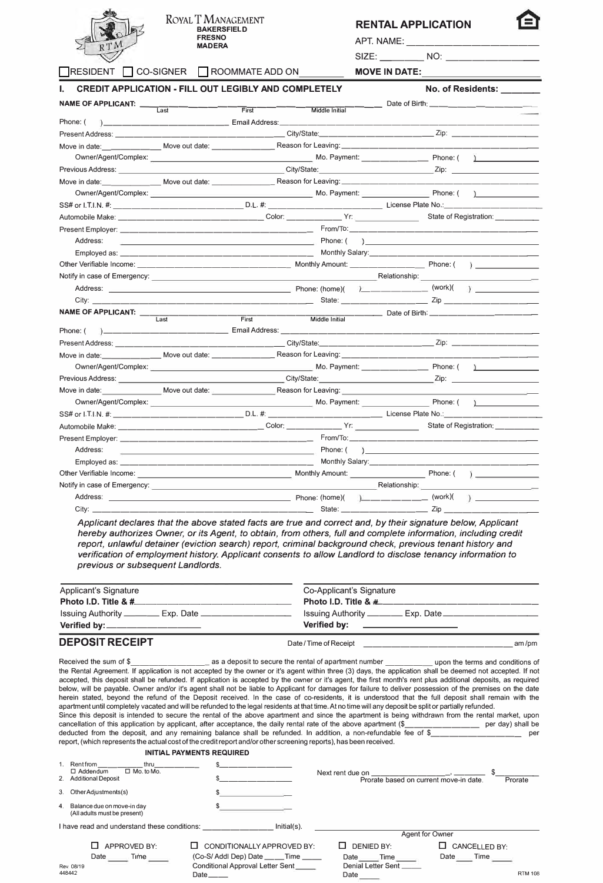# ROYAL T MANAGEMENT

BAKERSFIELD
FRESNO
MADERA

## RENTAL APPLICATION

APT. NAME: ______________________

SIZE: ________ NO: ______________

☐ RESIDENT ☐ CO-SIGNER ☐ ROOMMATE ADD ON ________ **MOVE IN DATE:** ______________

### I. CREDIT APPLICATION - FILL OUT LEGIBLY AND COMPLETELY

**No. of Residents:** ________

**NAME OF APPLICANT:** ______________ (Last) ______________ (First) ______________ (Middle Initial) Date of Birth: ______________

Phone: ( ) ______________ Email Address: ______________

Present Address: ______________ City/State: ______________ Zip: ______________

Move in date: ________ Move out date: ________ Reason for Leaving: ______________

Owner/Agent/Complex: ______________ Mo. Payment: ________ Phone: ( ) ________

Previous Address: ______________ City/State: ______________ Zip: ______________

Move in date: ________ Move out date: ________ Reason for Leaving: ______________

Owner/Agent/Complex: ______________ Mo. Payment: ________ Phone: ( ) ________

SS# or I.T.I.N. #: ______________ D.L. #: ______________ License Plate No.: ______________

Automobile Make: ______________ Color: ________ Yr: ________ State of Registration: ________

Present Employer: ______________ From/To: ______________

Address: ______________ Phone: ( ) ______________

Employed as: ______________ Monthly Salary: ______________

Other Verifiable Income: ______________ Monthly Amount: ________ Phone: ( ) ________

Notify in case of Emergency: ______________ Relationship: ______________

Address: ______________ Phone: (home)( ) ________ (work)( ) ________

City: ______________ State: ________ Zip ________

**NAME OF APPLICANT:** ______________ (Last) ______________ (First) ______________ (Middle Initial) Date of Birth: ______________

Phone: ( ) ______________ Email Address: ______________

Present Address: ______________ City/State: ______________ Zip: ______________

Move in date: ________ Move out date: ________ Reason for Leaving: ______________

Owner/Agent/Complex: ______________ Mo. Payment: ________ Phone: ( ) ________

Previous Address: ______________ City/State: ______________ Zip: ______________

Move in date: ________ Move out date: ________ Reason for Leaving: ______________

Owner/Agent/Complex: ______________ Mo. Payment: ________ Phone: ( ) ________

SS# or I.T.I.N. #: ______________ D.L. #: ______________ License Plate No.: ______________

Automobile Make: ______________ Color: ________ Yr: ________ State of Registration: ________

Present Employer: ______________ From/To: ______________

Address: ______________ Phone: ( ) ______________

Employed as: ______________ Monthly Salary: ______________

Other Verifiable Income: ______________ Monthly Amount: ________ Phone: ( ) ________

Notify in case of Emergency: ______________ Relationship: ______________

Address: ______________ Phone: (home)( ) ________ (work)( ) ________

City: ______________ State: ________ Zip ________

*Applicant declares that the above stated facts are true and correct and, by their signature below, Applicant hereby authorizes Owner, or its Agent, to obtain, from others, full and complete information, including credit report, unlawful detainer (eviction search) report, criminal background check, previous tenant history and verification of employment history. Applicant consents to allow Landlord to disclose tenancy information to previous or subsequent Landlords.*

______________________________
Applicant's Signature
**Photo I.D. Title & #** ______________
Issuing Authority ________ Exp. Date ________
**Verified by:** ______________

______________________________
Co-Applicant's Signature
**Photo I.D. Title & #** ______________
Issuing Authority ________ Exp. Date ________
**Verified by:** ______________

## DEPOSIT RECEIPT

Date / Time of Receipt ______________ am /pm

Received the sum of $______________ as a deposit to secure the rental of apartment number ________ upon the terms and conditions of the Rental Agreement. If application is not accepted by the owner or it's agent within three (3) days, the application shall be deemed not accepted. If not accepted, this deposit shall be refunded. If application is accepted by the owner or it's agent, the first month's rent plus additional deposits, as required below, will be payable. Owner and/or it's agent shall not be liable to Applicant for damages for failure to deliver possession of the premises on the date herein stated, beyond the refund of the Deposit received. In the case of co-residents, it is understood that the full deposit shall remain with the apartment until completely vacated and will be refunded to the legal residents at that time. At no time will any deposit be split or partially refunded.
Since this deposit is intended to secure the rental of the above apartment and since the apartment is being withdrawn from the rental market, upon cancellation of this application by applicant, after acceptance, the daily rental rate of the above apartment ($______________ per day) shall be deducted from the deposit, and any remaining balance shall be refunded. In addition, a non-refundable fee of $______________ per report, (which represents the actual cost of the credit report and/or other screening reports), has been received.

**INITIAL PAYMENTS REQUIRED**

1. Rent from ________ thru ________ $______________
   ☐ Addendum ☐ Mo. to Mo.
2. Additional Deposit $______________
3. Other Adjustments(s) $______________
4. Balance due on move-in day $______________
   (All adults must be present)

Next rent due on ______________, ________ $________
Prorate based on current move-in date. Prorate

I have read and understand these conditions: ______________ Initial(s).

______________________________
Agent for Owner

☐ APPROVED BY: Date ____ Time ____

☐ CONDITIONALLY APPROVED BY: (Co-S/ Addl Dep) Date ____ Time ____ Conditional Approval Letter Sent ____ Date ____

☐ DENIED BY: Date ____ Time ____ Denial Letter Sent ____ Date ____

☐ CANCELLED BY: Date ____ Time ____

Rev 08/19
448442

RTM 108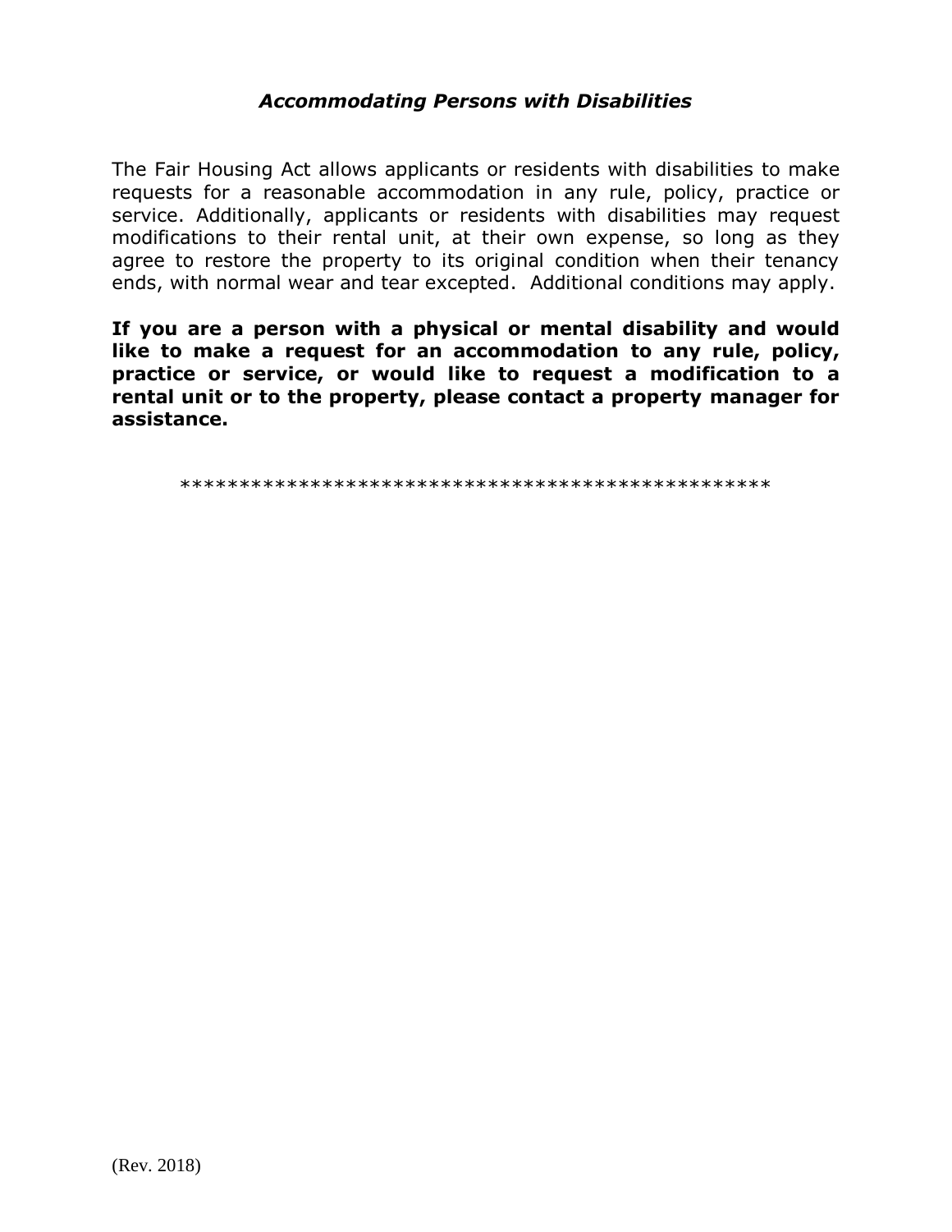### *Accommodating Persons with Disabilities*

The Fair Housing Act allows applicants or residents with disabilities to make requests for a reasonable accommodation in any rule, policy, practice or service. Additionally, applicants or residents with disabilities may request modifications to their rental unit, at their own expense, so long as they agree to restore the property to its original condition when their tenancy ends, with normal wear and tear excepted. Additional conditions may apply.

**If you are a person with a physical or mental disability and would like to make a request for an accommodation to any rule, policy, practice or service, or would like to request a modification to a rental unit or to the property, please contact a property manager for assistance.**

**************************************************

(Rev. 2018)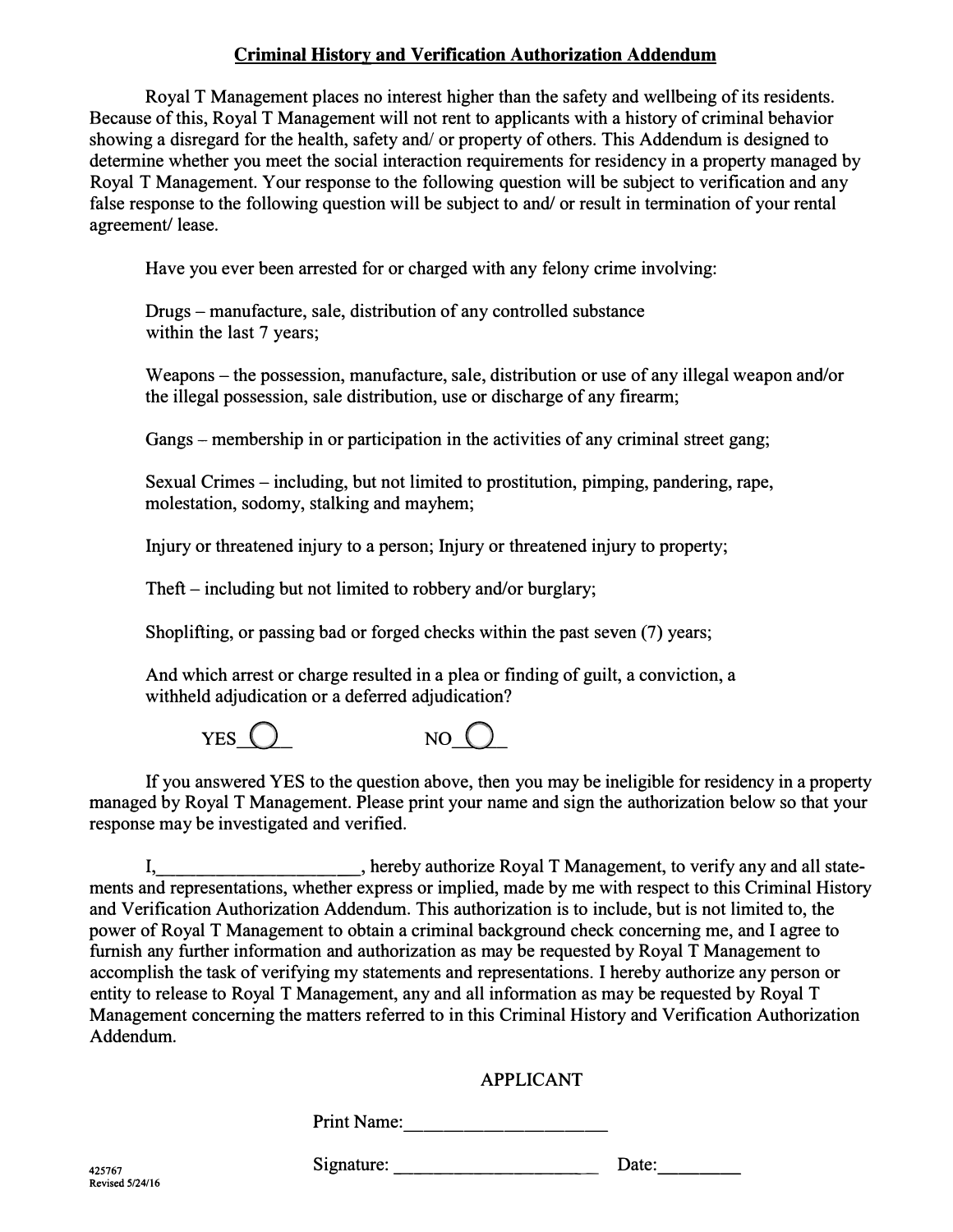## Criminal History and Verification Authorization Addendum

Royal T Management places no interest higher than the safety and wellbeing of its residents. Because of this, Royal T Management will not rent to applicants with a history of criminal behavior showing a disregard for the health, safety and/ or property of others. This Addendum is designed to determine whether you meet the social interaction requirements for residency in a property managed by Royal T Management. Your response to the following question will be subject to verification and any false response to the following question will be subject to and/ or result in termination of your rental agreement/ lease.

Have you ever been arrested for or charged with any felony crime involving:

Drugs – manufacture, sale, distribution of any controlled substance within the last 7 years;

Weapons – the possession, manufacture, sale, distribution or use of any illegal weapon and/or the illegal possession, sale distribution, use or discharge of any firearm;

Gangs – membership in or participation in the activities of any criminal street gang;

Sexual Crimes – including, but not limited to prostitution, pimping, pandering, rape, molestation, sodomy, stalking and mayhem;

Injury or threatened injury to a person; Injury or threatened injury to property;

Theft – including but not limited to robbery and/or burglary;

Shoplifting, or passing bad or forged checks within the past seven (7) years;

And which arrest or charge resulted in a plea or finding of guilt, a conviction, a withheld adjudication or a deferred adjudication?

YES ◯ NO ◯

If you answered YES to the question above, then you may be ineligible for residency in a property managed by Royal T Management. Please print your name and sign the authorization below so that your response may be investigated and verified.

I,________________________, hereby authorize Royal T Management, to verify any and all statements and representations, whether express or implied, made by me with respect to this Criminal History and Verification Authorization Addendum. This authorization is to include, but is not limited to, the power of Royal T Management to obtain a criminal background check concerning me, and I agree to furnish any further information and authorization as may be requested by Royal T Management to accomplish the task of verifying my statements and representations. I hereby authorize any person or entity to release to Royal T Management, any and all information as may be requested by Royal T Management concerning the matters referred to in this Criminal History and Verification Authorization Addendum.

APPLICANT

Print Name:______________________

Signature: _______________________ Date:_________

425767
Revised 5/24/16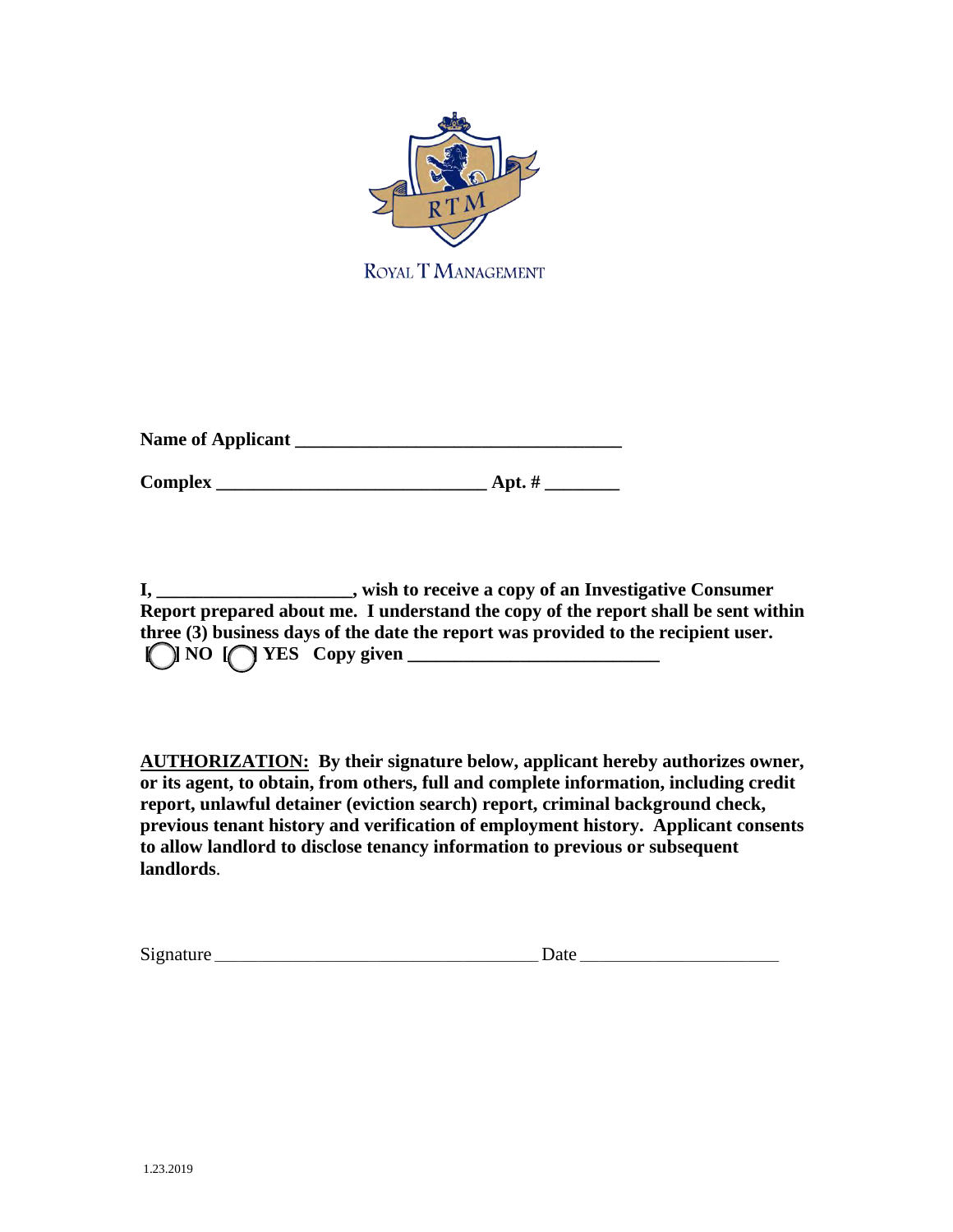ROYAL T MANAGEMENT

**Name of Applicant ___________________________________**

**Complex _____________________________ Apt. # ________**

**I, ____________________, wish to receive a copy of an Investigative Consumer Report prepared about me. I understand the copy of the report shall be sent within three (3) business days of the date the report was provided to the recipient user.**
**[ ] NO [ ] YES Copy given ___________________________**

**<u>AUTHORIZATION:</u> By their signature below, applicant hereby authorizes owner, or its agent, to obtain, from others, full and complete information, including credit report, unlawful detainer (eviction search) report, criminal background check, previous tenant history and verification of employment history. Applicant consents to allow landlord to disclose tenancy information to previous or subsequent landlords**.

Signature ___________________________________ Date _____________________

1.23.2019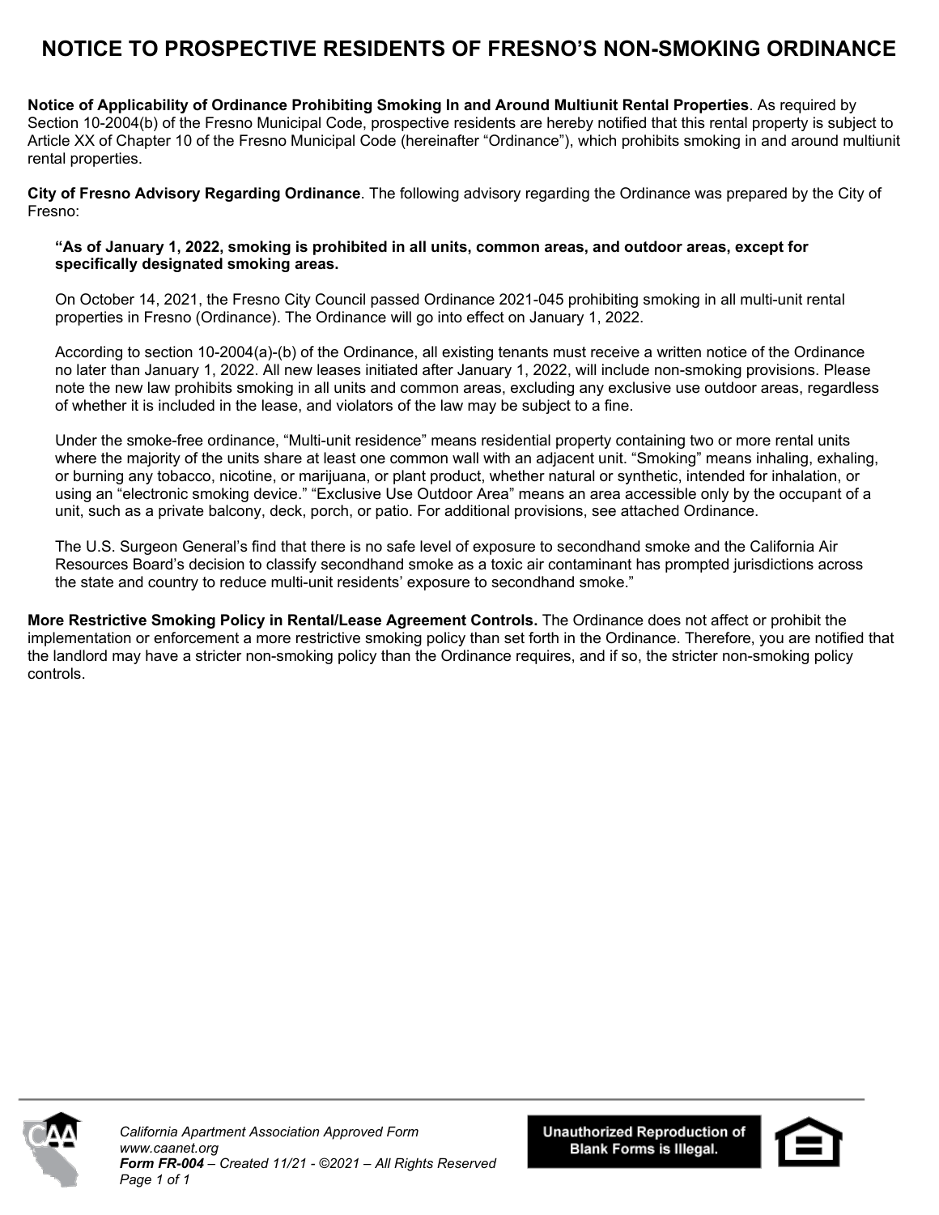# NOTICE TO PROSPECTIVE RESIDENTS OF FRESNO'S NON-SMOKING ORDINANCE

**Notice of Applicability of Ordinance Prohibiting Smoking In and Around Multiunit Rental Properties**. As required by Section 10-2004(b) of the Fresno Municipal Code, prospective residents are hereby notified that this rental property is subject to Article XX of Chapter 10 of the Fresno Municipal Code (hereinafter "Ordinance"), which prohibits smoking in and around multiunit rental properties.

**City of Fresno Advisory Regarding Ordinance**. The following advisory regarding the Ordinance was prepared by the City of Fresno:

> **"As of January 1, 2022, smoking is prohibited in all units, common areas, and outdoor areas, except for specifically designated smoking areas.**
>
> On October 14, 2021, the Fresno City Council passed Ordinance 2021-045 prohibiting smoking in all multi-unit rental properties in Fresno (Ordinance). The Ordinance will go into effect on January 1, 2022.
>
> According to section 10-2004(a)-(b) of the Ordinance, all existing tenants must receive a written notice of the Ordinance no later than January 1, 2022. All new leases initiated after January 1, 2022, will include non-smoking provisions. Please note the new law prohibits smoking in all units and common areas, excluding any exclusive use outdoor areas, regardless of whether it is included in the lease, and violators of the law may be subject to a fine.
>
> Under the smoke-free ordinance, "Multi-unit residence" means residential property containing two or more rental units where the majority of the units share at least one common wall with an adjacent unit. "Smoking" means inhaling, exhaling, or burning any tobacco, nicotine, or marijuana, or plant product, whether natural or synthetic, intended for inhalation, or using an "electronic smoking device." "Exclusive Use Outdoor Area" means an area accessible only by the occupant of a unit, such as a private balcony, deck, porch, or patio. For additional provisions, see attached Ordinance.
>
> The U.S. Surgeon General's find that there is no safe level of exposure to secondhand smoke and the California Air Resources Board's decision to classify secondhand smoke as a toxic air contaminant has prompted jurisdictions across the state and country to reduce multi-unit residents' exposure to secondhand smoke."

**More Restrictive Smoking Policy in Rental/Lease Agreement Controls.** The Ordinance does not affect or prohibit the implementation or enforcement a more restrictive smoking policy than set forth in the Ordinance. Therefore, you are notified that the landlord may have a stricter non-smoking policy than the Ordinance requires, and if so, the stricter non-smoking policy controls.

*California Apartment Association Approved Form*
*www.caanet.org*
***Form FR-004** – Created 11/21 - ©2021 – All Rights Reserved*

**Unauthorized Reproduction of Blank Forms is Illegal.**